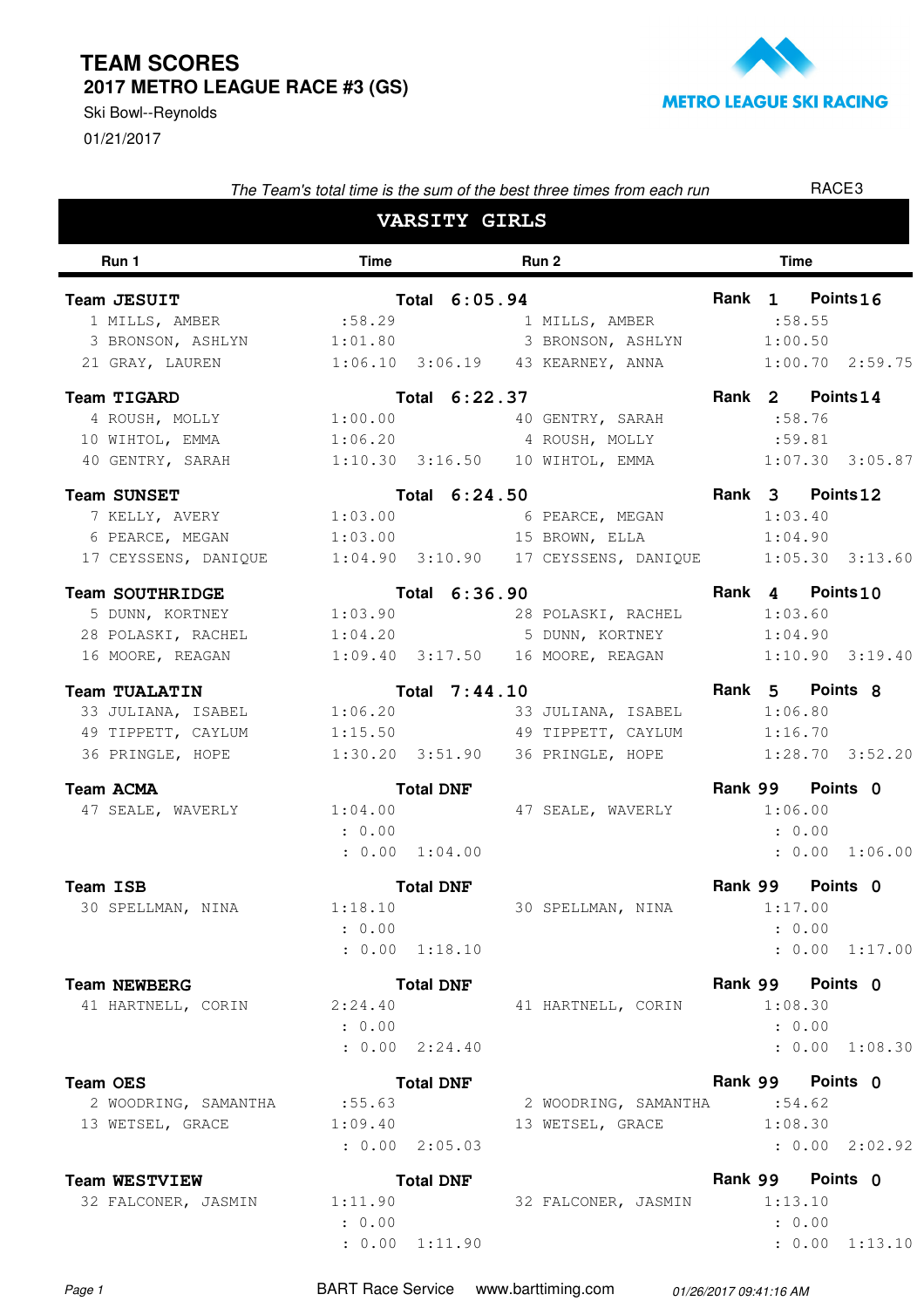# TEAM SCORES

## 2017 METRO LEAGUE RACE #3 (GS)

Ski Bowl--Reynolds

01/21/2017

METRO LEAGUE SKI RACING

*The Team's total time is the sum of the best three times from each run*

RACE3

### VARSITY GIRLS

| Run 1 | Time | | Run 2 | Time | |
|---|---|---|---|---|---|
| **Team JESUIT** | **Total 6:05.94** | | **Rank 1** | **Points 16** | |
| 1 MILLS, AMBER | :58.29 | | 1 MILLS, AMBER | :58.55 | |
| 3 BRONSON, ASHLYN | 1:01.80 | | 3 BRONSON, ASHLYN | 1:00.50 | |
| 21 GRAY, LAUREN | 1:06.10 | 3:06.19 | 43 KEARNEY, ANNA | 1:00.70 | 2:59.75 |
| **Team TIGARD** | **Total 6:22.37** | | **Rank 2** | **Points 14** | |
| 4 ROUSH, MOLLY | 1:00.00 | | 40 GENTRY, SARAH | :58.76 | |
| 10 WIHTOL, EMMA | 1:06.20 | | 4 ROUSH, MOLLY | :59.81 | |
| 40 GENTRY, SARAH | 1:10.30 | 3:16.50 | 10 WIHTOL, EMMA | 1:07.30 | 3:05.87 |
| **Team SUNSET** | **Total 6:24.50** | | **Rank 3** | **Points 12** | |
| 7 KELLY, AVERY | 1:03.00 | | 6 PEARCE, MEGAN | 1:03.40 | |
| 6 PEARCE, MEGAN | 1:03.00 | | 15 BROWN, ELLA | 1:04.90 | |
| 17 CEYSSENS, DANIQUE | 1:04.90 | 3:10.90 | 17 CEYSSENS, DANIQUE | 1:05.30 | 3:13.60 |
| **Team SOUTHRIDGE** | **Total 6:36.90** | | **Rank 4** | **Points 10** | |
| 5 DUNN, KORTNEY | 1:03.90 | | 28 POLASKI, RACHEL | 1:03.60 | |
| 28 POLASKI, RACHEL | 1:04.20 | | 5 DUNN, KORTNEY | 1:04.90 | |
| 16 MOORE, REAGAN | 1:09.40 | 3:17.50 | 16 MOORE, REAGAN | 1:10.90 | 3:19.40 |
| **Team TUALATIN** | **Total 7:44.10** | | **Rank 5** | **Points 8** | |
| 33 JULIANA, ISABEL | 1:06.20 | | 33 JULIANA, ISABEL | 1:06.80 | |
| 49 TIPPETT, CAYLUM | 1:15.50 | | 49 TIPPETT, CAYLUM | 1:16.70 | |
| 36 PRINGLE, HOPE | 1:30.20 | 3:51.90 | 36 PRINGLE, HOPE | 1:28.70 | 3:52.20 |
| **Team ACMA** | **Total DNF** | | **Rank 99** | **Points 0** | |
| 47 SEALE, WAVERLY | 1:04.00 | | 47 SEALE, WAVERLY | 1:06.00 | |
| | : 0.00 | | | : 0.00 | |
| | : 0.00 | 1:04.00 | | : 0.00 | 1:06.00 |
| **Team ISB** | **Total DNF** | | **Rank 99** | **Points 0** | |
| 30 SPELLMAN, NINA | 1:18.10 | | 30 SPELLMAN, NINA | 1:17.00 | |
| | : 0.00 | | | : 0.00 | |
| | : 0.00 | 1:18.10 | | : 0.00 | 1:17.00 |
| **Team NEWBERG** | **Total DNF** | | **Rank 99** | **Points 0** | |
| 41 HARTNELL, CORIN | 2:24.40 | | 41 HARTNELL, CORIN | 1:08.30 | |
| | : 0.00 | | | : 0.00 | |
| | : 0.00 | 2:24.40 | | : 0.00 | 1:08.30 |
| **Team OES** | **Total DNF** | | **Rank 99** | **Points 0** | |
| 2 WOODRING, SAMANTHA | :55.63 | | 2 WOODRING, SAMANTHA | :54.62 | |
| 13 WETSEL, GRACE | 1:09.40 | | 13 WETSEL, GRACE | 1:08.30 | |
| | : 0.00 | 2:05.03 | | : 0.00 | 2:02.92 |
| **Team WESTVIEW** | **Total DNF** | | **Rank 99** | **Points 0** | |
| 32 FALCONER, JASMIN | 1:11.90 | | 32 FALCONER, JASMIN | 1:13.10 | |
| | : 0.00 | | | : 0.00 | |
| | : 0.00 | 1:11.90 | | : 0.00 | 1:13.10 |

BART Race Service www.barttiming.com *01/26/2017 09:41:16 AM*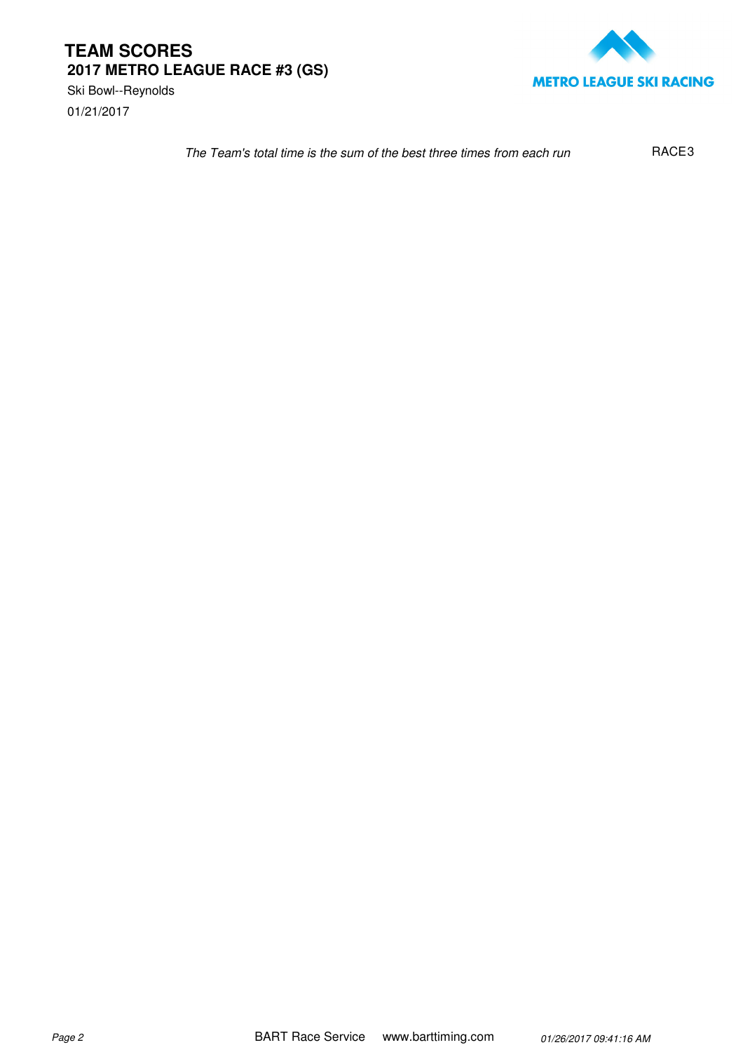# TEAM SCORES

## 2017 METRO LEAGUE RACE #3 (GS)

Ski Bowl--Reynolds

01/21/2017

METRO LEAGUE SKI RACING

*The Team's total time is the sum of the best three times from each run*

RACE3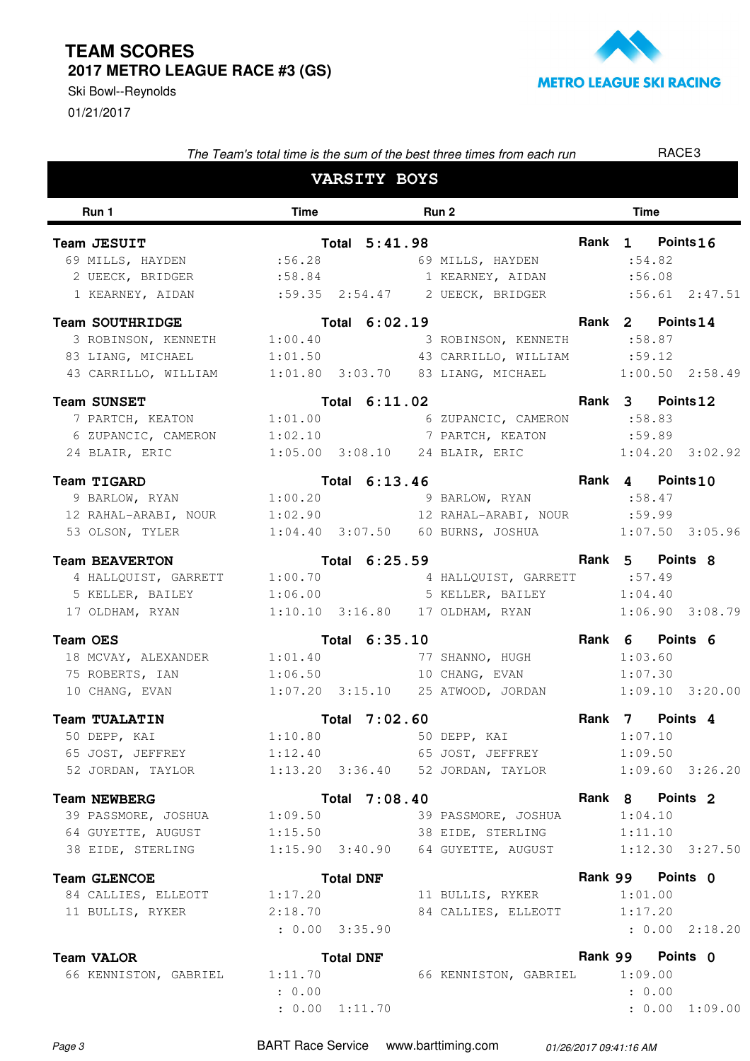# TEAM SCORES

## 2017 METRO LEAGUE RACE #3 (GS)

Ski Bowl--Reynolds

01/21/2017

METRO LEAGUE SKI RACING

*The Team's total time is the sum of the best three times from each run*

RACE3

## VARSITY BOYS

| Run 1 | Time | | Run 2 | Time | |
|---|---|---|---|---|---|
| **Team JESUIT** | **Total 5:41.98** | | **Rank 1** | **Points 16** | |
| 69 MILLS, HAYDEN | :56.28 | | 69 MILLS, HAYDEN | :54.82 | |
| 2 UEECK, BRIDGER | :58.84 | | 1 KEARNEY, AIDAN | :56.08 | |
| 1 KEARNEY, AIDAN | :59.35 | 2:54.47 | 2 UEECK, BRIDGER | :56.61 | 2:47.51 |
| **Team SOUTHRIDGE** | **Total 6:02.19** | | **Rank 2** | **Points 14** | |
| 3 ROBINSON, KENNETH | 1:00.40 | | 3 ROBINSON, KENNETH | :58.87 | |
| 83 LIANG, MICHAEL | 1:01.50 | | 43 CARRILLO, WILLIAM | :59.12 | |
| 43 CARRILLO, WILLIAM | 1:01.80 | 3:03.70 | 83 LIANG, MICHAEL | 1:00.50 | 2:58.49 |
| **Team SUNSET** | **Total 6:11.02** | | **Rank 3** | **Points 12** | |
| 7 PARTCH, KEATON | 1:01.00 | | 6 ZUPANCIC, CAMERON | :58.83 | |
| 6 ZUPANCIC, CAMERON | 1:02.10 | | 7 PARTCH, KEATON | :59.89 | |
| 24 BLAIR, ERIC | 1:05.00 | 3:08.10 | 24 BLAIR, ERIC | 1:04.20 | 3:02.92 |
| **Team TIGARD** | **Total 6:13.46** | | **Rank 4** | **Points 10** | |
| 9 BARLOW, RYAN | 1:00.20 | | 9 BARLOW, RYAN | :58.47 | |
| 12 RAHAL-ARABI, NOUR | 1:02.90 | | 12 RAHAL-ARABI, NOUR | :59.99 | |
| 53 OLSON, TYLER | 1:04.40 | 3:07.50 | 60 BURNS, JOSHUA | 1:07.50 | 3:05.96 |
| **Team BEAVERTON** | **Total 6:25.59** | | **Rank 5** | **Points 8** | |
| 4 HALLQUIST, GARRETT | 1:00.70 | | 4 HALLQUIST, GARRETT | :57.49 | |
| 5 KELLER, BAILEY | 1:06.00 | | 5 KELLER, BAILEY | 1:04.40 | |
| 17 OLDHAM, RYAN | 1:10.10 | 3:16.80 | 17 OLDHAM, RYAN | 1:06.90 | 3:08.79 |
| **Team OES** | **Total 6:35.10** | | **Rank 6** | **Points 6** | |
| 18 MCVAY, ALEXANDER | 1:01.40 | | 77 SHANNO, HUGH | 1:03.60 | |
| 75 ROBERTS, IAN | 1:06.50 | | 10 CHANG, EVAN | 1:07.30 | |
| 10 CHANG, EVAN | 1:07.20 | 3:15.10 | 25 ATWOOD, JORDAN | 1:09.10 | 3:20.00 |
| **Team TUALATIN** | **Total 7:02.60** | | **Rank 7** | **Points 4** | |
| 50 DEPP, KAI | 1:10.80 | | 50 DEPP, KAI | 1:07.10 | |
| 65 JOST, JEFFREY | 1:12.40 | | 65 JOST, JEFFREY | 1:09.50 | |
| 52 JORDAN, TAYLOR | 1:13.20 | 3:36.40 | 52 JORDAN, TAYLOR | 1:09.60 | 3:26.20 |
| **Team NEWBERG** | **Total 7:08.40** | | **Rank 8** | **Points 2** | |
| 39 PASSMORE, JOSHUA | 1:09.50 | | 39 PASSMORE, JOSHUA | 1:04.10 | |
| 64 GUYETTE, AUGUST | 1:15.50 | | 38 EIDE, STERLING | 1:11.10 | |
| 38 EIDE, STERLING | 1:15.90 | 3:40.90 | 64 GUYETTE, AUGUST | 1:12.30 | 3:27.50 |
| **Team GLENCOE** | **Total DNF** | | **Rank 99** | **Points 0** | |
| 84 CALLIES, ELLEOTT | 1:17.20 | | 11 BULLIS, RYKER | 1:01.00 | |
| 11 BULLIS, RYKER | 2:18.70 | | 84 CALLIES, ELLEOTT | 1:17.20 | |
| | : 0.00 | 3:35.90 | | : 0.00 | 2:18.20 |
| **Team VALOR** | **Total DNF** | | **Rank 99** | **Points 0** | |
| 66 KENNISTON, GABRIEL | 1:11.70 | | 66 KENNISTON, GABRIEL | 1:09.00 | |
| | : 0.00 | | | : 0.00 | |
| | : 0.00 | 1:11.70 | | : 0.00 | 1:09.00 |

BART Race Service www.barttiming.com 01/26/2017 09:41:16 AM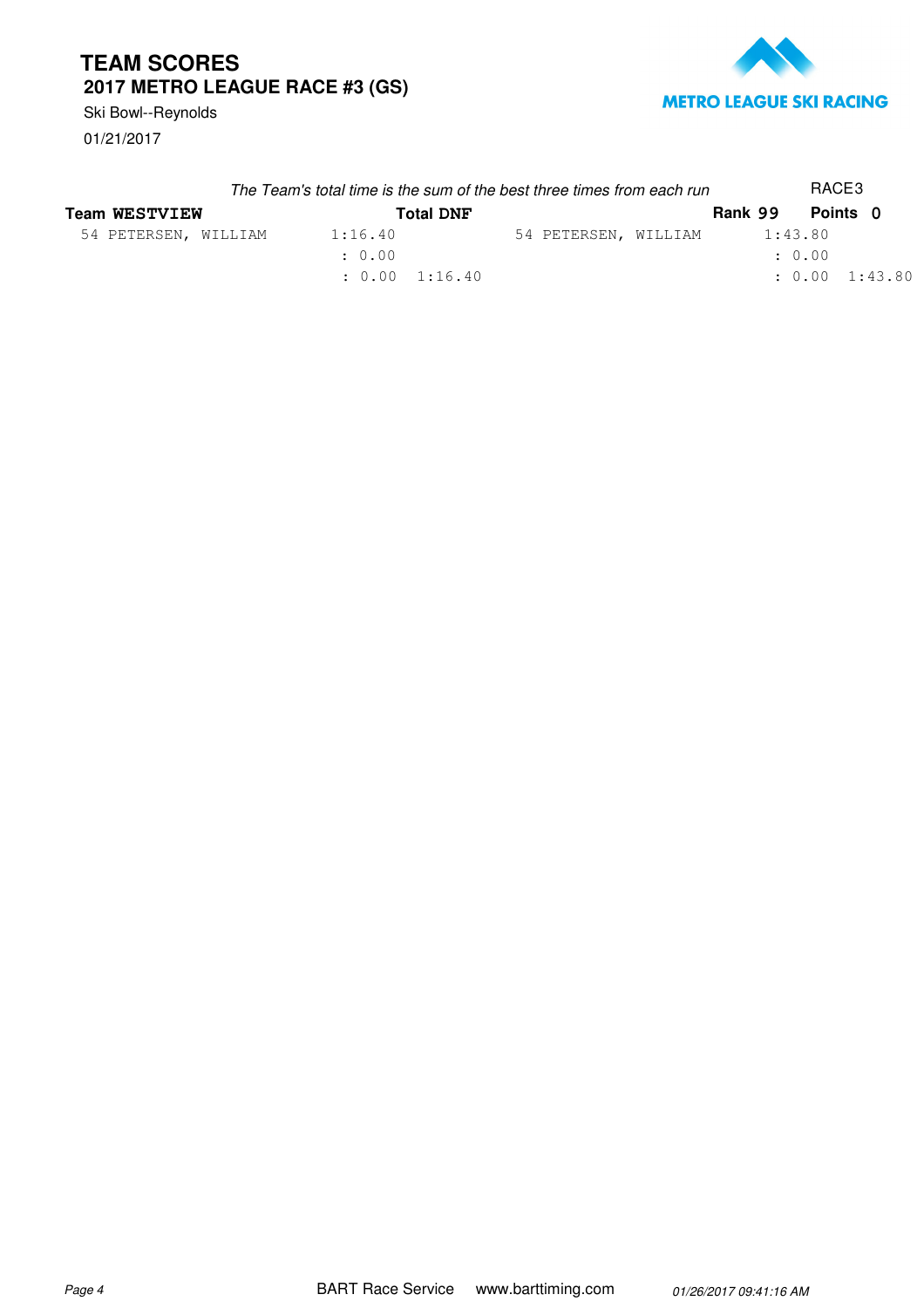# TEAM SCORES

## 2017 METRO LEAGUE RACE #3 (GS)

Ski Bowl--Reynolds

01/21/2017

METRO LEAGUE SKI RACING

*The Team's total time is the sum of the best three times from each run*

RACE3

| Team WESTVIEW | | | Total DNF | | Rank 99 | Points 0 |
|---|---|---|---|---|---|---|
| 54 PETERSEN, WILLIAM | 1:16.40 | | 54 PETERSEN, WILLIAM | 1:43.80 | | |
| | : 0.00 | | | : 0.00 | | |
| | : 0.00 | 1:16.40 | | : 0.00 | 1:43.80 | |

BART Race Service www.barttiming.com 01/26/2017 09:41:16 AM